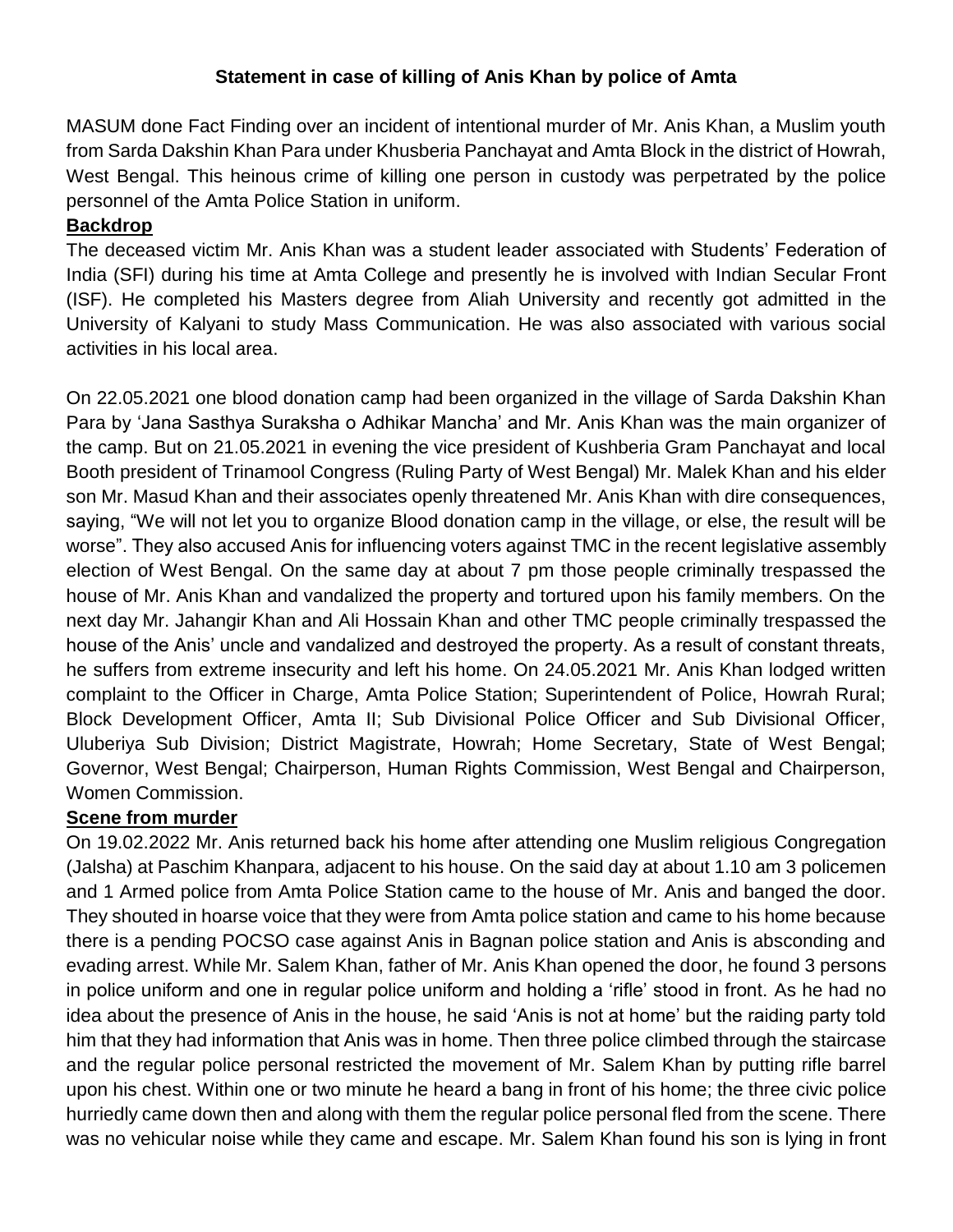**Statement in case of killing of Anis Khan by police of Amta**

MASUM done Fact Finding over an incident of intentional murder of Mr. Anis Khan, a Muslim youth from Sarda Dakshin Khan Para under Khusberia Panchayat and Amta Block in the district of Howrah, West Bengal. This heinous crime of killing one person in custody was perpetrated by the police personnel of the Amta Police Station in uniform.

**Backdrop**

The deceased victim Mr. Anis Khan was a student leader associated with Students' Federation of India (SFI) during his time at Amta College and presently he is involved with Indian Secular Front (ISF). He completed his Masters degree from Aliah University and recently got admitted in the University of Kalyani to study Mass Communication. He was also associated with various social activities in his local area.

On 22.05.2021 one blood donation camp had been organized in the village of Sarda Dakshin Khan Para by 'Jana Sasthya Suraksha o Adhikar Mancha' and Mr. Anis Khan was the main organizer of the camp. But on 21.05.2021 in evening the vice president of Kushberia Gram Panchayat and local Booth president of Trinamool Congress (Ruling Party of West Bengal) Mr. Malek Khan and his elder son Mr. Masud Khan and their associates openly threatened Mr. Anis Khan with dire consequences, saying, "We will not let you to organize Blood donation camp in the village, or else, the result will be worse". They also accused Anis for influencing voters against TMC in the recent legislative assembly election of West Bengal. On the same day at about 7 pm those people criminally trespassed the house of Mr. Anis Khan and vandalized the property and tortured upon his family members. On the next day Mr. Jahangir Khan and Ali Hossain Khan and other TMC people criminally trespassed the house of the Anis' uncle and vandalized and destroyed the property. As a result of constant threats, he suffers from extreme insecurity and left his home. On 24.05.2021 Mr. Anis Khan lodged written complaint to the Officer in Charge, Amta Police Station; Superintendent of Police, Howrah Rural; Block Development Officer, Amta II; Sub Divisional Police Officer and Sub Divisional Officer, Uluberiya Sub Division; District Magistrate, Howrah; Home Secretary, State of West Bengal; Governor, West Bengal; Chairperson, Human Rights Commission, West Bengal and Chairperson, Women Commission.

**Scene from murder**

On 19.02.2022 Mr. Anis returned back his home after attending one Muslim religious Congregation (Jalsha) at Paschim Khanpara, adjacent to his house. On the said day at about 1.10 am 3 policemen and 1 Armed police from Amta Police Station came to the house of Mr. Anis and banged the door. They shouted in hoarse voice that they were from Amta police station and came to his home because there is a pending POCSO case against Anis in Bagnan police station and Anis is absconding and evading arrest. While Mr. Salem Khan, father of Mr. Anis Khan opened the door, he found 3 persons in police uniform and one in regular police uniform and holding a 'rifle' stood in front. As he had no idea about the presence of Anis in the house, he said 'Anis is not at home' but the raiding party told him that they had information that Anis was in home. Then three police climbed through the staircase and the regular police personal restricted the movement of Mr. Salem Khan by putting rifle barrel upon his chest. Within one or two minute he heard a bang in front of his home; the three civic police hurriedly came down then and along with them the regular police personal fled from the scene. There was no vehicular noise while they came and escape. Mr. Salem Khan found his son is lying in front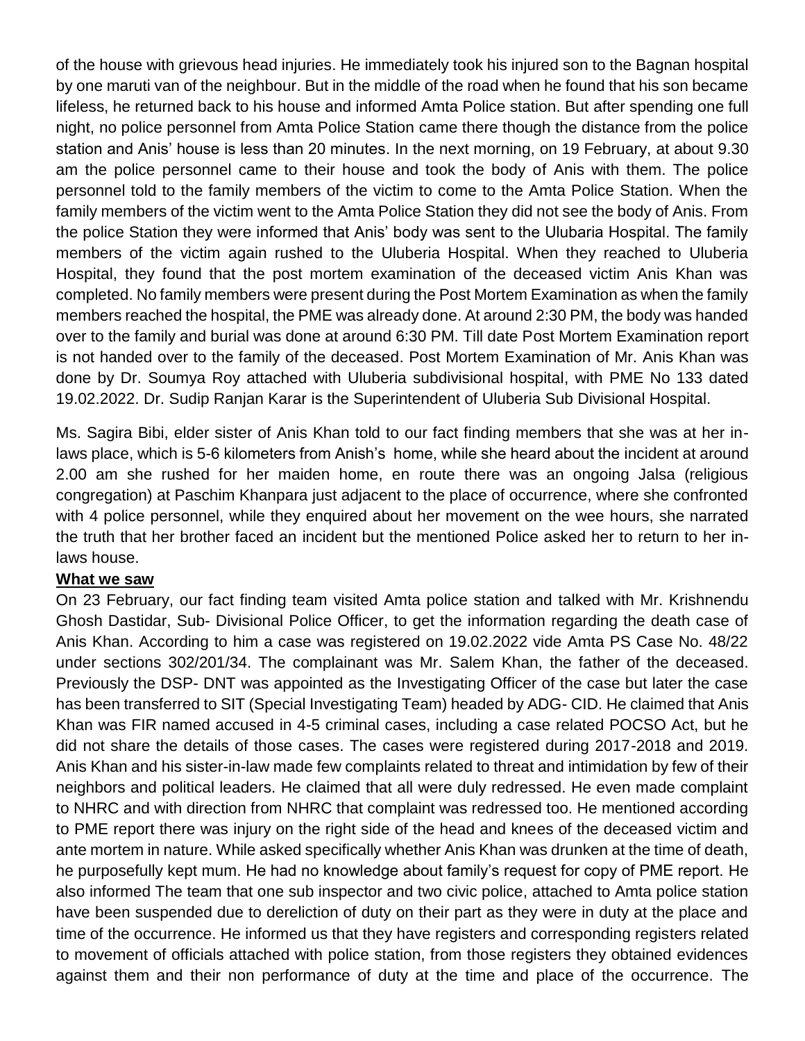of the house with grievous head injuries. He immediately took his injured son to the Bagnan hospital by one maruti van of the neighbour. But in the middle of the road when he found that his son became lifeless, he returned back to his house and informed Amta Police station. But after spending one full night, no police personnel from Amta Police Station came there though the distance from the police station and Anis' house is less than 20 minutes. In the next morning, on 19 February, at about 9.30 am the police personnel came to their house and took the body of Anis with them. The police personnel told to the family members of the victim to come to the Amta Police Station. When the family members of the victim went to the Amta Police Station they did not see the body of Anis. From the police Station they were informed that Anis' body was sent to the Ulubaria Hospital. The family members of the victim again rushed to the Uluberia Hospital. When they reached to Uluberia Hospital, they found that the post mortem examination of the deceased victim Anis Khan was completed. No family members were present during the Post Mortem Examination as when the family members reached the hospital, the PME was already done. At around 2:30 PM, the body was handed over to the family and burial was done at around 6:30 PM. Till date Post Mortem Examination report is not handed over to the family of the deceased. Post Mortem Examination of Mr. Anis Khan was done by Dr. Soumya Roy attached with Uluberia subdivisional hospital, with PME No 133 dated 19.02.2022. Dr. Sudip Ranjan Karar is the Superintendent of Uluberia Sub Divisional Hospital.

Ms. Sagira Bibi, elder sister of Anis Khan told to our fact finding members that she was at her in-laws place, which is 5-6 kilometers from Anish's home, while she heard about the incident at around 2.00 am she rushed for her maiden home, en route there was an ongoing Jalsa (religious congregation) at Paschim Khanpara just adjacent to the place of occurrence, where she confronted with 4 police personnel, while they enquired about her movement on the wee hours, she narrated the truth that her brother faced an incident but the mentioned Police asked her to return to her in-laws house.

**What we saw**

On 23 February, our fact finding team visited Amta police station and talked with Mr. Krishnendu Ghosh Dastidar, Sub- Divisional Police Officer, to get the information regarding the death case of Anis Khan. According to him a case was registered on 19.02.2022 vide Amta PS Case No. 48/22 under sections 302/201/34. The complainant was Mr. Salem Khan, the father of the deceased. Previously the DSP- DNT was appointed as the Investigating Officer of the case but later the case has been transferred to SIT (Special Investigating Team) headed by ADG- CID. He claimed that Anis Khan was FIR named accused in 4-5 criminal cases, including a case related POCSO Act, but he did not share the details of those cases. The cases were registered during 2017-2018 and 2019. Anis Khan and his sister-in-law made few complaints related to threat and intimidation by few of their neighbors and political leaders. He claimed that all were duly redressed. He even made complaint to NHRC and with direction from NHRC that complaint was redressed too. He mentioned according to PME report there was injury on the right side of the head and knees of the deceased victim and ante mortem in nature. While asked specifically whether Anis Khan was drunken at the time of death, he purposefully kept mum. He had no knowledge about family's request for copy of PME report. He also informed The team that one sub inspector and two civic police, attached to Amta police station have been suspended due to dereliction of duty on their part as they were in duty at the place and time of the occurrence. He informed us that they have registers and corresponding registers related to movement of officials attached with police station, from those registers they obtained evidences against them and their non performance of duty at the time and place of the occurrence. The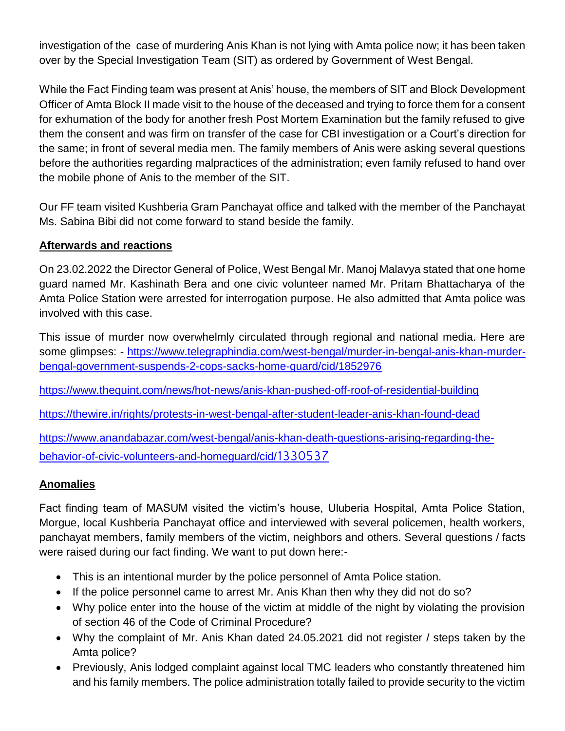investigation of the case of murdering Anis Khan is not lying with Amta police now; it has been taken over by the Special Investigation Team (SIT) as ordered by Government of West Bengal.

While the Fact Finding team was present at Anis' house, the members of SIT and Block Development Officer of Amta Block II made visit to the house of the deceased and trying to force them for a consent for exhumation of the body for another fresh Post Mortem Examination but the family refused to give them the consent and was firm on transfer of the case for CBI investigation or a Court's direction for the same; in front of several media men. The family members of Anis were asking several questions before the authorities regarding malpractices of the administration; even family refused to hand over the mobile phone of Anis to the member of the SIT.

Our FF team visited Kushberia Gram Panchayat office and talked with the member of the Panchayat Ms. Sabina Bibi did not come forward to stand beside the family.

**Afterwards and reactions**

On 23.02.2022 the Director General of Police, West Bengal Mr. Manoj Malavya stated that one home guard named Mr. Kashinath Bera and one civic volunteer named Mr. Pritam Bhattacharya of the Amta Police Station were arrested for interrogation purpose. He also admitted that Amta police was involved with this case.

This issue of murder now overwhelmly circulated through regional and national media. Here are some glimpses: - https://www.telegraphindia.com/west-bengal/murder-in-bengal-anis-khan-murder-bengal-government-suspends-2-cops-sacks-home-guard/cid/1852976

https://www.thequint.com/news/hot-news/anis-khan-pushed-off-roof-of-residential-building

https://thewire.in/rights/protests-in-west-bengal-after-student-leader-anis-khan-found-dead

https://www.anandabazar.com/west-bengal/anis-khan-death-questions-arising-regarding-the-behavior-of-civic-volunteers-and-homeguard/cid/1330537

**Anomalies**

Fact finding team of MASUM visited the victim's house, Uluberia Hospital, Amta Police Station, Morgue, local Kushberia Panchayat office and interviewed with several policemen, health workers, panchayat members, family members of the victim, neighbors and others. Several questions / facts were raised during our fact finding. We want to put down here:-

- This is an intentional murder by the police personnel of Amta Police station.
- If the police personnel came to arrest Mr. Anis Khan then why they did not do so?
- Why police enter into the house of the victim at middle of the night by violating the provision of section 46 of the Code of Criminal Procedure?
- Why the complaint of Mr. Anis Khan dated 24.05.2021 did not register / steps taken by the Amta police?
- Previously, Anis lodged complaint against local TMC leaders who constantly threatened him and his family members. The police administration totally failed to provide security to the victim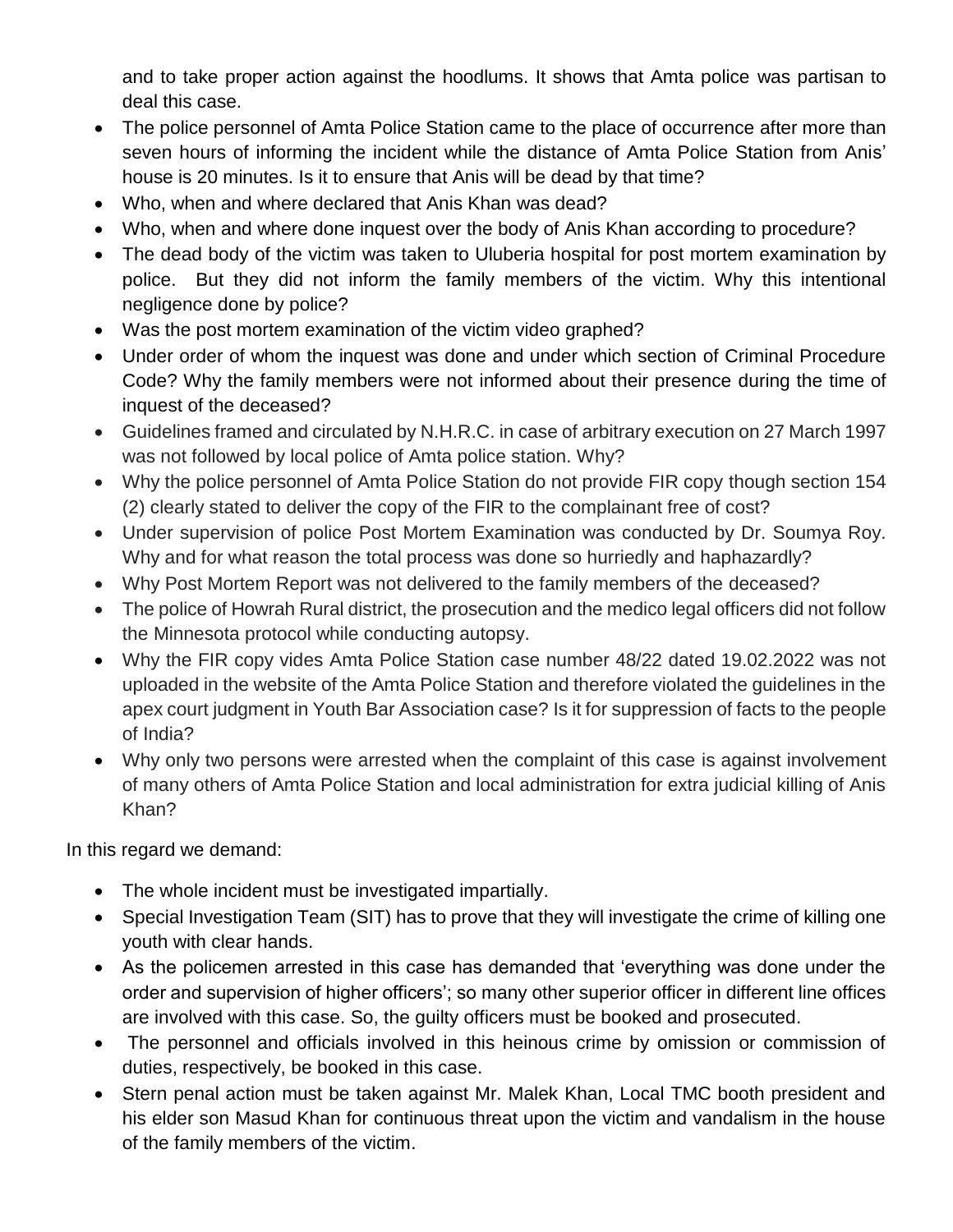and to take proper action against the hoodlums. It shows that Amta police was partisan to deal this case.

- The police personnel of Amta Police Station came to the place of occurrence after more than seven hours of informing the incident while the distance of Amta Police Station from Anis' house is 20 minutes. Is it to ensure that Anis will be dead by that time?
- Who, when and where declared that Anis Khan was dead?
- Who, when and where done inquest over the body of Anis Khan according to procedure?
- The dead body of the victim was taken to Uluberia hospital for post mortem examination by police. But they did not inform the family members of the victim. Why this intentional negligence done by police?
- Was the post mortem examination of the victim video graphed?
- Under order of whom the inquest was done and under which section of Criminal Procedure Code? Why the family members were not informed about their presence during the time of inquest of the deceased?
- Guidelines framed and circulated by N.H.R.C. in case of arbitrary execution on 27 March 1997 was not followed by local police of Amta police station. Why?
- Why the police personnel of Amta Police Station do not provide FIR copy though section 154 (2) clearly stated to deliver the copy of the FIR to the complainant free of cost?
- Under supervision of police Post Mortem Examination was conducted by Dr. Soumya Roy. Why and for what reason the total process was done so hurriedly and haphazardly?
- Why Post Mortem Report was not delivered to the family members of the deceased?
- The police of Howrah Rural district, the prosecution and the medico legal officers did not follow the Minnesota protocol while conducting autopsy.
- Why the FIR copy vides Amta Police Station case number 48/22 dated 19.02.2022 was not uploaded in the website of the Amta Police Station and therefore violated the guidelines in the apex court judgment in Youth Bar Association case? Is it for suppression of facts to the people of India?
- Why only two persons were arrested when the complaint of this case is against involvement of many others of Amta Police Station and local administration for extra judicial killing of Anis Khan?

In this regard we demand:

- The whole incident must be investigated impartially.
- Special Investigation Team (SIT) has to prove that they will investigate the crime of killing one youth with clear hands.
- As the policemen arrested in this case has demanded that 'everything was done under the order and supervision of higher officers'; so many other superior officer in different line offices are involved with this case. So, the guilty officers must be booked and prosecuted.
- The personnel and officials involved in this heinous crime by omission or commission of duties, respectively, be booked in this case.
- Stern penal action must be taken against Mr. Malek Khan, Local TMC booth president and his elder son Masud Khan for continuous threat upon the victim and vandalism in the house of the family members of the victim.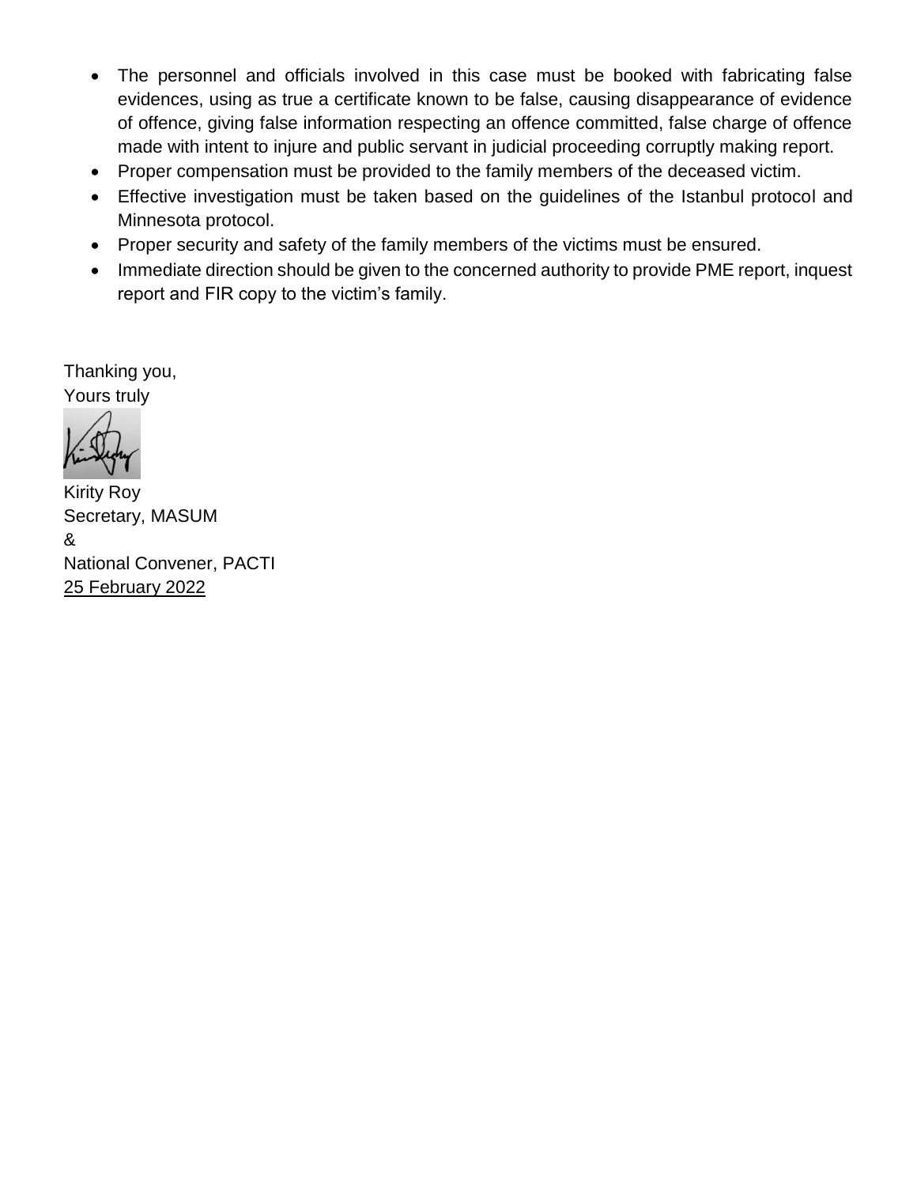- The personnel and officials involved in this case must be booked with fabricating false evidences, using as true a certificate known to be false, causing disappearance of evidence of offence, giving false information respecting an offence committed, false charge of offence made with intent to injure and public servant in judicial proceeding corruptly making report.
- Proper compensation must be provided to the family members of the deceased victim.
- Effective investigation must be taken based on the guidelines of the Istanbul protocol and Minnesota protocol.
- Proper security and safety of the family members of the victims must be ensured.
- Immediate direction should be given to the concerned authority to provide PME report, inquest report and FIR copy to the victim's family.

Thanking you,
Yours truly

Kirity Roy
Secretary, MASUM
&
National Convener, PACTI
25 February 2022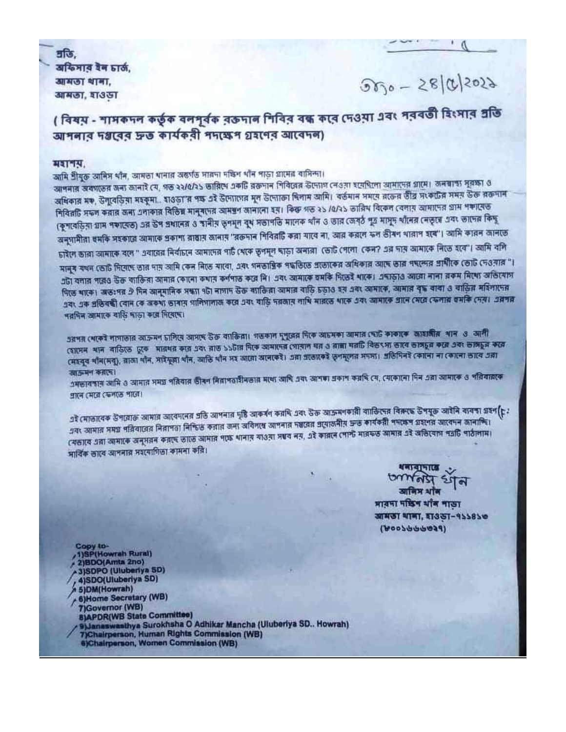প্রতি,
অফিসার ইন চার্জ,
আমতা থানা,
আমতা, হাওড়া

তাং – ২৪/৫/২০২১

**( বিষয় - শাসকদল কর্তৃক বলপূর্বক রক্তদান শিবির বন্ধ করে দেওয়া এবং পরবর্তী হিংসার প্রতি আপনার দপ্তরের দ্রুত কার্যকরী পদক্ষেপ গ্রহণের আবেদন)**

মহাশয়,

আমি শ্রীযুক্ত আনিস খাঁন, আমতা থানার অন্তর্গত সারদা দক্ষিণ খাঁন পাড়া গ্রামের বাসিন্দা।

আপনার অবগতের জন্য জানাই যে, গত ২২/৫/২১ তারিখে একটি রক্তদান শিবিরের উদ্যোগ নেওয়া হয়েছিলো আমাদের গ্রামে। জনস্বাস্থ্য সুরক্ষা ও অধিকার মঞ্চ, উলুবেড়িয়া মহকুমা.. হাওড়া'র পক্ষ এই উদ্যোগের মূল উদ্যোক্তা ছিলাম আমি। বর্তমান সময়ে রক্তের তীব্র সংকটের সময় উক্ত রক্তদান শিবিরটি সফল করার জন্য এলাকার বিভিন্ন মানুষদের আমন্ত্রণ জানানো হয়। কিন্তু গত ২১ /৫/২১ তারিখ বিকেল বেলায় আমাদের গ্রাম পঞ্চায়েত (কুশবেড়িয়া গ্রাম পঞ্চায়েত) এর উপ প্রধানের ও স্থানীয় তৃণমূল বুথ সভাপতি মালেক খাঁন ও তার জেষ্ঠ পুত্র মাসুদ খাঁনের নেতৃত্বে এবং তাদের কিছু অনুগামীরা হুমকি সহকারে আমাকে প্রকাশ্য রাস্তায় জানায় "রক্তদান শিবিরটি করা যাবে না, আর করলে ফল ভীষণ খারাপ হবে"। আমি কারন জানতে চাইলে তারা আমাকে বলে " এবারের নির্বাচনে আমাদের পার্ট থেকে তৃণমূল ছাড়া অন্যরা ভোট পেলো কেন? এর দায় আমাকে নিতে হবে"। আমি বলি মানুষ যখন ভোট দিয়েছে তার দায় আমি কেন নিতে যাবো, এবং গনতান্ত্রিক পদ্ধতিতে প্রত্যেকের অধিকার আছে তার পছন্দের প্রার্থীকে ভোট দেওয়ার "। এটা বলার পরেও উক্ত ব্যক্তিরা আমার কোনো কথায় কর্ণপাত করে নি। এবং আমাকে হুমকি দিতেই থাকে। এছাড়াও আরো নানা রকম মিথ্যে অভিযোগ দিতে থাকে। অতঃপর ঐ দিন আনুমানিক সন্ধ্যা ৭টা নাগাদ উক্ত ব্যক্তিরা আমার বাড়ি চড়াও হয় এবং আমাকে, আমার বৃদ্ধ বাবা ও বাড়ির মহিলাদের এবং এক প্রতিবন্ধী বোন কে অকথ্য ভাষায় গালিগালাজ করে এবং বাড়ি দরজায় লাথি মারতে থাকে এবং আমাকে প্রানে মেরে ফেলার হুমকি দেয়। এরপর পরদিন আমাকে বাড়ি ছাড়া করে দিয়েছে।

এরপর থেকেই লাগাতার আক্রমণ চালিয়ে আসছে উক্ত ব্যক্তিরা। গতকাল দুপুরের দিকে আচমকা আমার ছোট কাকাকে জাহাঙ্গীর খান ও আলী হোসেন খান বাড়িতে ঢুকে মারধর করে এবং রাত ১১টার দিকে আমাদের গোয়াল ঘর ও রান্না ঘরটি বিধ্বংস্য ভাবে ভাঙচুর করে এবং ভাঙচুর করে মেহবুব খাঁন(বাবু), রাজা খাঁন, সাইফুল্লা খাঁন, আতি খাঁন সহ আরো অনেকেই। এরা প্রত্যেকেই তৃণমূলের সদস্য। প্রতিদিনই কোনো না কোনো ভাবে এরা আক্রমণ করছে।

এমতাবস্থায় আমি ও আমার সমগ্র পরিবার ভীষণ নিরাপত্তাহীনতার মধ্যে আছি এবং আশঙ্কা প্রকাশ করছি যে, যেকোনো দিন এরা আমাকে ও পরিবারকে প্রানে মেরে ফেলতে পারে।

এই মোতাবেক উপরোক্ত আমার আবেদনের প্রতি আপনার দৃষ্টি আকর্ষণ করছি এবং উক্ত আক্রমণকারী ব্যক্তিদের বিরুদ্ধে উপযুক্ত আইনি ব্যবস্থা গ্রহণ এবং আমার সমগ্র পরিবারের নিরাপত্তা নিশ্চিত করার জন্য অবিলম্বে আপনার দপ্তরের প্রয়োজনীয় দ্রুত কার্যকরী পদক্ষেপ গ্রহণের আবেদন জানাচ্ছি। যেভাবে এরা আমাকে অনুসরন করছে তাতে আমার পক্ষে থানায় যাওয়া সম্ভব নয়, এই কারনে পোস্ট মারফত আমার এই অভিযোগ পত্রটি পাঠালাম। সার্বিক ভাবে আপনার সহযোগিতা কামনা করি।

ধন্যবাদান্তে
আনিস খাঁন
আনিস খাঁন
সারদা দক্ষিণ খাঁন পাড়া
আমতা থানা, হাওড়া-৭১১৪১৩
(৮০০১৬৬৬৩২৭)

Copy to-
1)SP(Howrah Rural)
2)BDO(Amta 2no)
3)SDPO (Uluberiya SD)
4)SDO(Uluberiya SD)
5)DM(Howrah)
6)Home Secretary (WB)
7)Governor (WB)
8)APDR(WB State Committee)
9)Janaswasthya Surokhsha O Adhikar Mancha (Uluberiya SD.. Howrah)
7)Chairperson, Human Rights Commission (WB)
6)Chairperson, Women Commission (WB)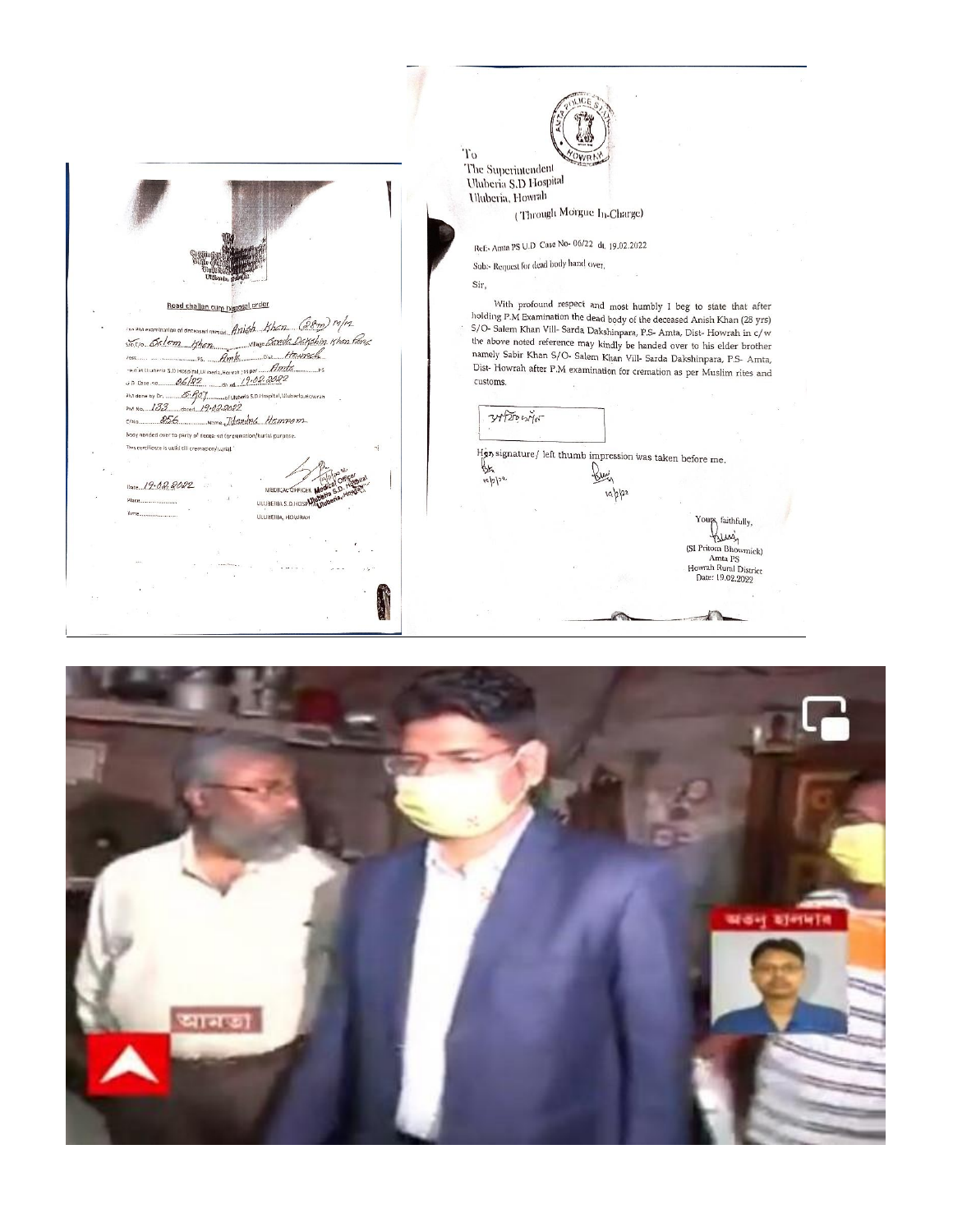**Road challan cum Disposal order**

The PM examination of deceased person Anish Khan (28m) M/M

S/o Salem Khan Village Sarda Dakshin Khan Para

Post ............ P.S. Amta Dist. Howrah

The dead body from Uluberia S.D Hospital, Uluberia, Howrah as per Amta P.S

U.D. Case no. 06/22 dt. 19.02.2022

P.M done by Dr. S. Roy of Uluberia S.D Hospital, Uluberia, Howrah

P.M No. 133 dated 19.02.2022

Cha. 856 Name Jitendra Hemram

Body handed over to party of deceased for cremation/burial purpose.

This certificate is valid till cremation/burial.

Date 19.02.2022

Place ............

Time ............

MEDICAL OFFICER
ULUBERIA S.D. HOSPITAL
ULUBERIA, HOWRAH

---

To
The Superintendent
Uluberia S.D Hospital
Uluberia, Howrah

(Through Morgue In-Charge)

Ref:- Amta PS U.D Case No- 06/22 dt. 19.02.2022

Sub:- Request for dead body hand over.

Sir,

With profound respect and most humbly I beg to state that after holding P.M Examination the dead body of the deceased Anish Khan (28 yrs) S/O- Salem Khan Vill- Sarda Dakshinpara, P.S- Amta, Dist- Howrah in c/w the above noted reference may kindly be handed over to his elder brother namely Sabir Khan S/O- Salem Khan Vill- Sarda Dakshinpara, P.S- Amta, Dist- Howrah after P.M examination for cremation as per Muslim rites and customs.

সাবির খান

His signature/ left thumb impression was taken before me.

19/2/22

Yours faithfully,

(SI Pritom Bhowmick)
Amta PS
Howrah Rural District
Date: 19.02.2022